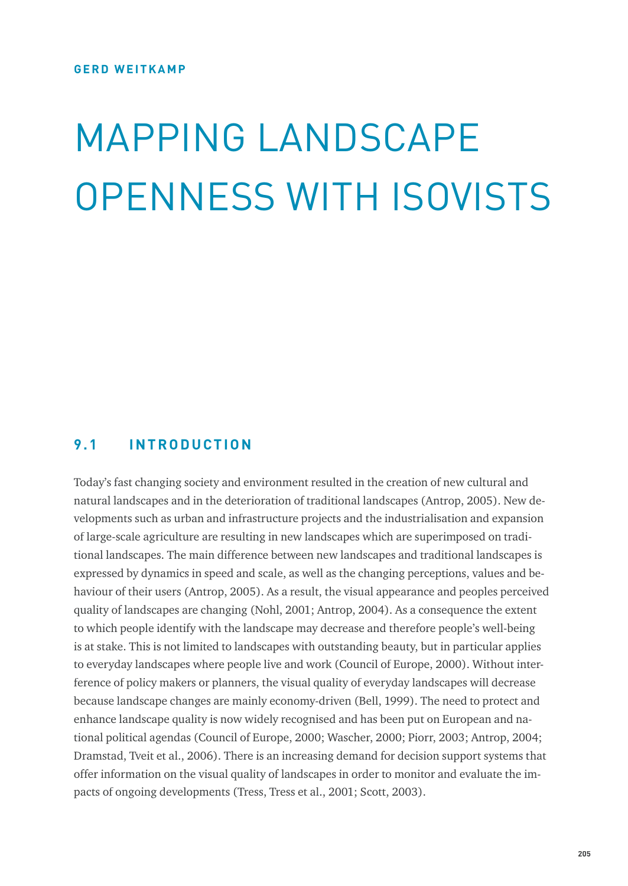**GERD WEITKAMP**

# MAPPING LANDSCAPE OPENNESS WITH ISOVISTS

## 9.1 INTRODUCTION

Today's fast changing society and environment resulted in the creation of new cultural and natural landscapes and in the deterioration of traditional landscapes (Antrop, 2005). New developments such as urban and infrastructure projects and the industrialisation and expansion of large-scale agriculture are resulting in new landscapes which are superimposed on traditional landscapes. The main difference between new landscapes and traditional landscapes is expressed by dynamics in speed and scale, as well as the changing perceptions, values and behaviour of their users (Antrop, 2005). As a result, the visual appearance and peoples perceived quality of landscapes are changing (Nohl, 2001; Antrop, 2004). As a consequence the extent to which people identify with the landscape may decrease and therefore people's well-being is at stake. This is not limited to landscapes with outstanding beauty, but in particular applies to everyday landscapes where people live and work (Council of Europe, 2000). Without interference of policy makers or planners, the visual quality of everyday landscapes will decrease because landscape changes are mainly economy-driven (Bell, 1999). The need to protect and enhance landscape quality is now widely recognised and has been put on European and national political agendas (Council of Europe, 2000; Wascher, 2000; Piorr, 2003; Antrop, 2004; Dramstad, Tveit et al., 2006). There is an increasing demand for decision support systems that offer information on the visual quality of landscapes in order to monitor and evaluate the impacts of ongoing developments (Tress, Tress et al., 2001; Scott, 2003).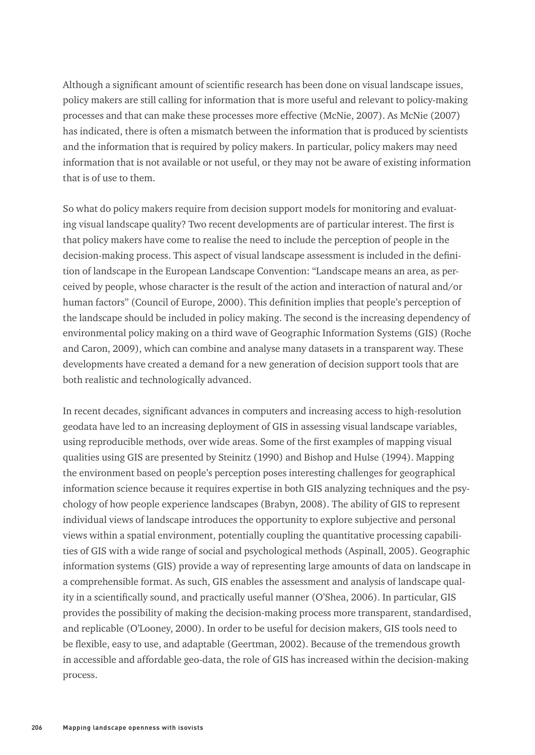Although a significant amount of scientific research has been done on visual landscape issues, policy makers are still calling for information that is more useful and relevant to policy-making processes and that can make these processes more effective (McNie, 2007). As McNie (2007) has indicated, there is often a mismatch between the information that is produced by scientists and the information that is required by policy makers. In particular, policy makers may need information that is not available or not useful, or they may not be aware of existing information that is of use to them.

So what do policy makers require from decision support models for monitoring and evaluating visual landscape quality? Two recent developments are of particular interest. The first is that policy makers have come to realise the need to include the perception of people in the decision-making process. This aspect of visual landscape assessment is included in the definition of landscape in the European Landscape Convention: "Landscape means an area, as perceived by people, whose character is the result of the action and interaction of natural and/or human factors" (Council of Europe, 2000). This definition implies that people's perception of the landscape should be included in policy making. The second is the increasing dependency of environmental policy making on a third wave of Geographic Information Systems (GIS) (Roche and Caron, 2009), which can combine and analyse many datasets in a transparent way. These developments have created a demand for a new generation of decision support tools that are both realistic and technologically advanced.

In recent decades, significant advances in computers and increasing access to high-resolution geodata have led to an increasing deployment of GIS in assessing visual landscape variables, using reproducible methods, over wide areas. Some of the first examples of mapping visual qualities using GIS are presented by Steinitz (1990) and Bishop and Hulse (1994). Mapping the environment based on people's perception poses interesting challenges for geographical information science because it requires expertise in both GIS analyzing techniques and the psychology of how people experience landscapes (Brabyn, 2008). The ability of GIS to represent individual views of landscape introduces the opportunity to explore subjective and personal views within a spatial environment, potentially coupling the quantitative processing capabilities of GIS with a wide range of social and psychological methods (Aspinall, 2005). Geographic information systems (GIS) provide a way of representing large amounts of data on landscape in a comprehensible format. As such, GIS enables the assessment and analysis of landscape quality in a scientifically sound, and practically useful manner (O'Shea, 2006). In particular, GIS provides the possibility of making the decision-making process more transparent, standardised, and replicable (O'Looney, 2000). In order to be useful for decision makers, GIS tools need to be flexible, easy to use, and adaptable (Geertman, 2002). Because of the tremendous growth in accessible and affordable geo-data, the role of GIS has increased within the decision-making process.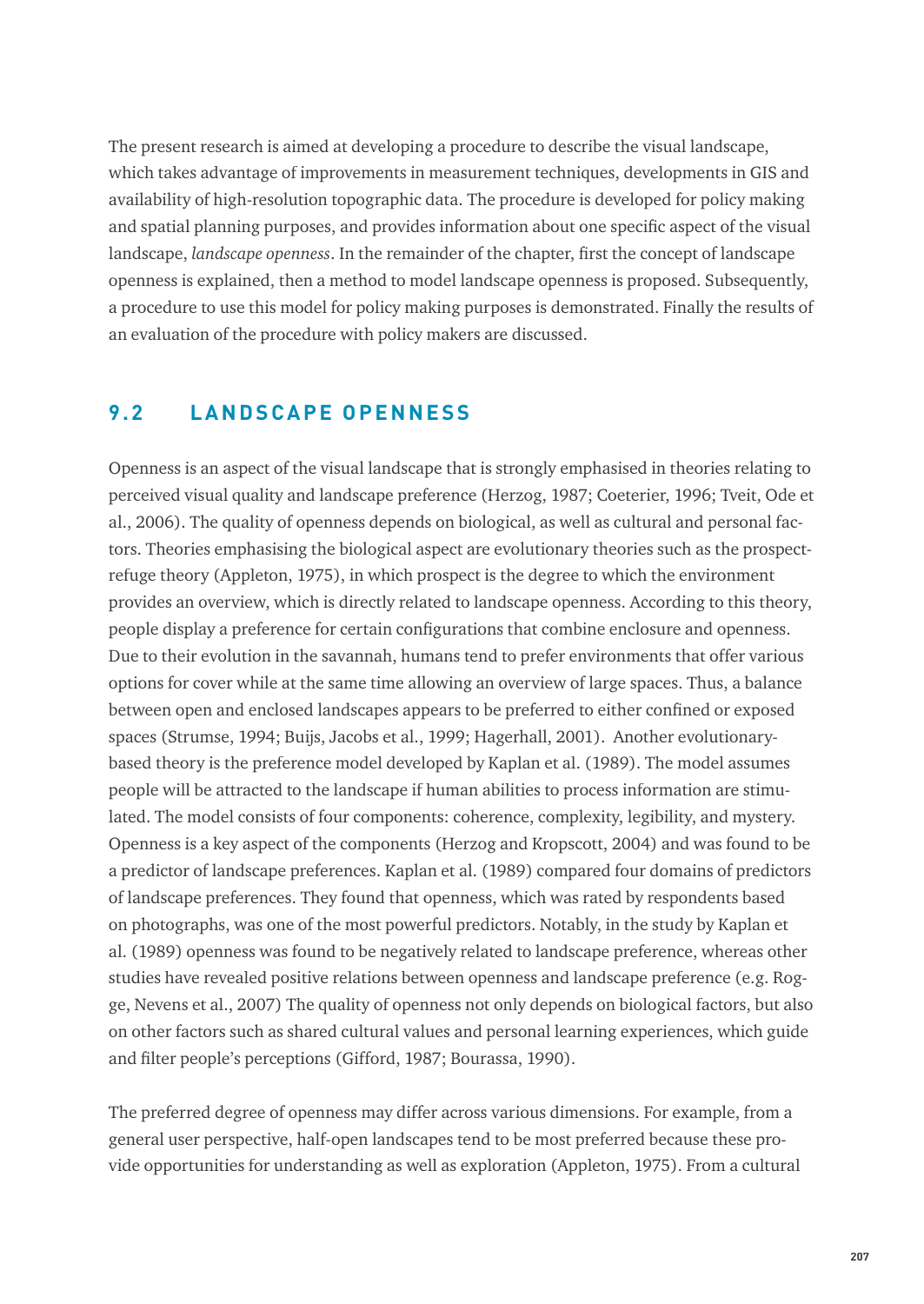The present research is aimed at developing a procedure to describe the visual landscape, which takes advantage of improvements in measurement techniques, developments in GIS and availability of high-resolution topographic data. The procedure is developed for policy making and spatial planning purposes, and provides information about one specific aspect of the visual landscape, *landscape openness*. In the remainder of the chapter, first the concept of landscape openness is explained, then a method to model landscape openness is proposed. Subsequently, a procedure to use this model for policy making purposes is demonstrated. Finally the results of an evaluation of the procedure with policy makers are discussed.

## 9.2 LANDSCAPE OPENNESS

Openness is an aspect of the visual landscape that is strongly emphasised in theories relating to perceived visual quality and landscape preference (Herzog, 1987; Coeterier, 1996; Tveit, Ode et al., 2006). The quality of openness depends on biological, as well as cultural and personal factors. Theories emphasising the biological aspect are evolutionary theories such as the prospect-refuge theory (Appleton, 1975), in which prospect is the degree to which the environment provides an overview, which is directly related to landscape openness. According to this theory, people display a preference for certain configurations that combine enclosure and openness. Due to their evolution in the savannah, humans tend to prefer environments that offer various options for cover while at the same time allowing an overview of large spaces. Thus, a balance between open and enclosed landscapes appears to be preferred to either confined or exposed spaces (Strumse, 1994; Buijs, Jacobs et al., 1999; Hagerhall, 2001). Another evolutionary-based theory is the preference model developed by Kaplan et al. (1989). The model assumes people will be attracted to the landscape if human abilities to process information are stimulated. The model consists of four components: coherence, complexity, legibility, and mystery. Openness is a key aspect of the components (Herzog and Kropscott, 2004) and was found to be a predictor of landscape preferences. Kaplan et al. (1989) compared four domains of predictors of landscape preferences. They found that openness, which was rated by respondents based on photographs, was one of the most powerful predictors. Notably, in the study by Kaplan et al. (1989) openness was found to be negatively related to landscape preference, whereas other studies have revealed positive relations between openness and landscape preference (e.g. Rogge, Nevens et al., 2007) The quality of openness not only depends on biological factors, but also on other factors such as shared cultural values and personal learning experiences, which guide and filter people's perceptions (Gifford, 1987; Bourassa, 1990).

The preferred degree of openness may differ across various dimensions. For example, from a general user perspective, half-open landscapes tend to be most preferred because these provide opportunities for understanding as well as exploration (Appleton, 1975). From a cultural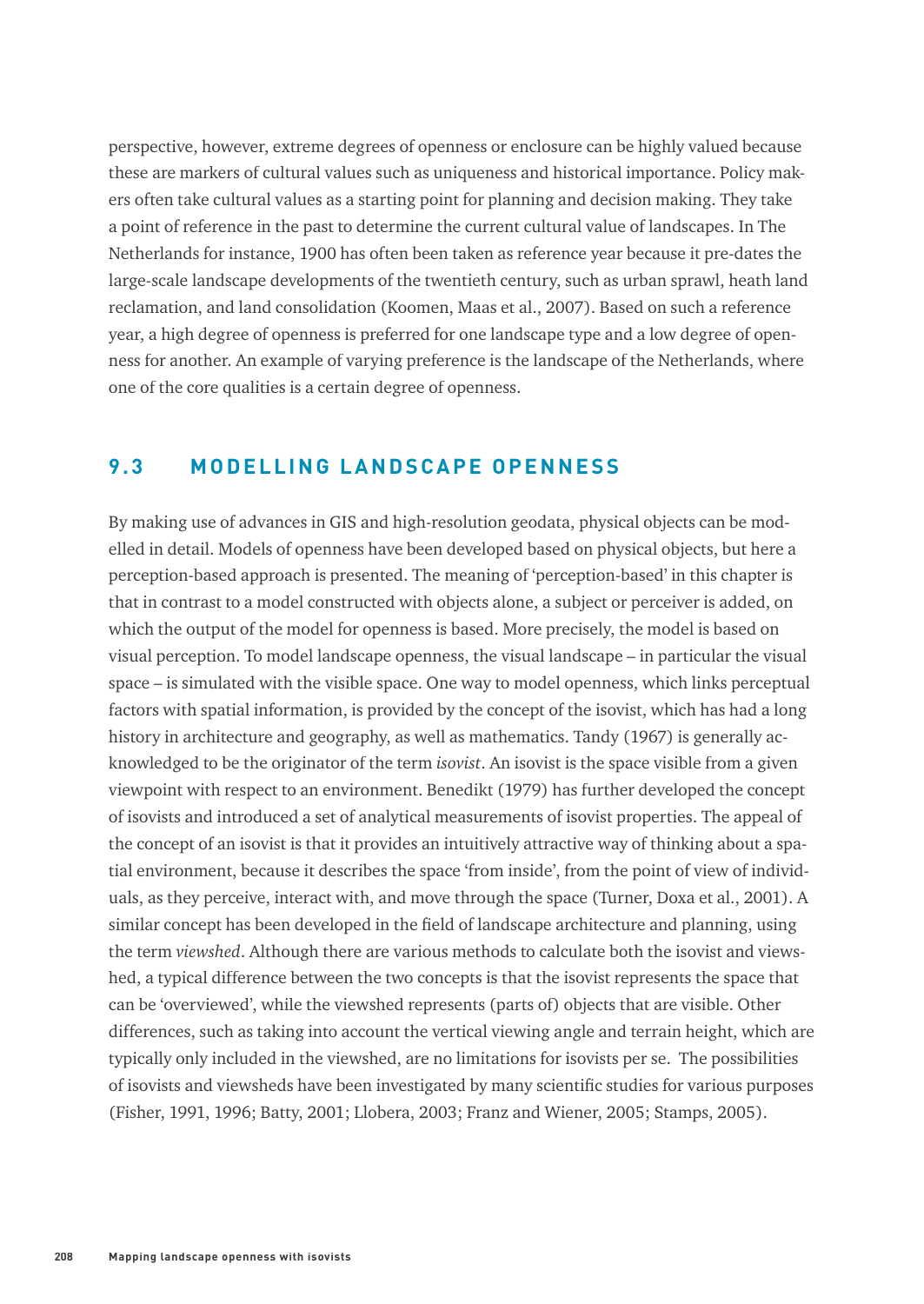perspective, however, extreme degrees of openness or enclosure can be highly valued because these are markers of cultural values such as uniqueness and historical importance. Policy makers often take cultural values as a starting point for planning and decision making. They take a point of reference in the past to determine the current cultural value of landscapes. In The Netherlands for instance, 1900 has often been taken as reference year because it pre-dates the large-scale landscape developments of the twentieth century, such as urban sprawl, heath land reclamation, and land consolidation (Koomen, Maas et al., 2007). Based on such a reference year, a high degree of openness is preferred for one landscape type and a low degree of openness for another. An example of varying preference is the landscape of the Netherlands, where one of the core qualities is a certain degree of openness.

## 9.3 MODELLING LANDSCAPE OPENNESS

By making use of advances in GIS and high-resolution geodata, physical objects can be modelled in detail. Models of openness have been developed based on physical objects, but here a perception-based approach is presented. The meaning of 'perception-based' in this chapter is that in contrast to a model constructed with objects alone, a subject or perceiver is added, on which the output of the model for openness is based. More precisely, the model is based on visual perception. To model landscape openness, the visual landscape – in particular the visual space – is simulated with the visible space. One way to model openness, which links perceptual factors with spatial information, is provided by the concept of the isovist, which has had a long history in architecture and geography, as well as mathematics. Tandy (1967) is generally acknowledged to be the originator of the term *isovist*. An isovist is the space visible from a given viewpoint with respect to an environment. Benedikt (1979) has further developed the concept of isovists and introduced a set of analytical measurements of isovist properties. The appeal of the concept of an isovist is that it provides an intuitively attractive way of thinking about a spatial environment, because it describes the space 'from inside', from the point of view of individuals, as they perceive, interact with, and move through the space (Turner, Doxa et al., 2001). A similar concept has been developed in the field of landscape architecture and planning, using the term *viewshed*. Although there are various methods to calculate both the isovist and viewshed, a typical difference between the two concepts is that the isovist represents the space that can be 'overviewed', while the viewshed represents (parts of) objects that are visible. Other differences, such as taking into account the vertical viewing angle and terrain height, which are typically only included in the viewshed, are no limitations for isovists per se. The possibilities of isovists and viewsheds have been investigated by many scientific studies for various purposes (Fisher, 1991, 1996; Batty, 2001; Llobera, 2003; Franz and Wiener, 2005; Stamps, 2005).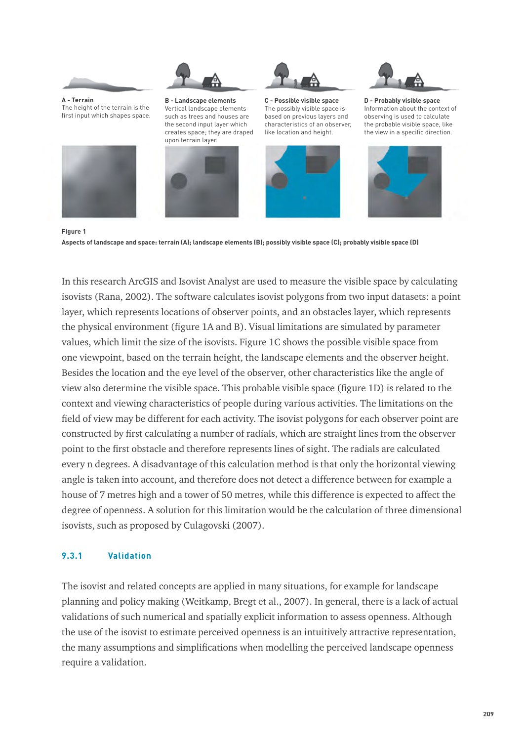**A - Terrain**
The height of the terrain is the first input which shapes space.

**B - Landscape elements**
Vertical landscape elements such as trees and houses are the second input layer which creates space; they are draped upon terrain layer.

**C - Possible visible space**
The possibly visible space is based on previous layers and characteristics of an observer, like location and height.

**D - Probably visible space**
Information about the context of observing is used to calculate the probable visible space, like the view in a specific direction.

**Figure 1**
**Aspects of landscape and space: terrain (A); landscape elements (B); possibly visible space (C); probably visible space (D)**

In this research ArcGIS and Isovist Analyst are used to measure the visible space by calculating isovists (Rana, 2002). The software calculates isovist polygons from two input datasets: a point layer, which represents locations of observer points, and an obstacles layer, which represents the physical environment (figure 1A and B). Visual limitations are simulated by parameter values, which limit the size of the isovists. Figure 1C shows the possible visible space from one viewpoint, based on the terrain height, the landscape elements and the observer height. Besides the location and the eye level of the observer, other characteristics like the angle of view also determine the visible space. This probable visible space (figure 1D) is related to the context and viewing characteristics of people during various activities. The limitations on the field of view may be different for each activity. The isovist polygons for each observer point are constructed by first calculating a number of radials, which are straight lines from the observer point to the first obstacle and therefore represents lines of sight. The radials are calculated every n degrees. A disadvantage of this calculation method is that only the horizontal viewing angle is taken into account, and therefore does not detect a difference between for example a house of 7 metres high and a tower of 50 metres, while this difference is expected to affect the degree of openness. A solution for this limitation would be the calculation of three dimensional isovists, such as proposed by Culagovski (2007).

### 9.3.1 Validation

The isovist and related concepts are applied in many situations, for example for landscape planning and policy making (Weitkamp, Bregt et al., 2007). In general, there is a lack of actual validations of such numerical and spatially explicit information to assess openness. Although the use of the isovist to estimate perceived openness is an intuitively attractive representation, the many assumptions and simplifications when modelling the perceived landscape openness require a validation.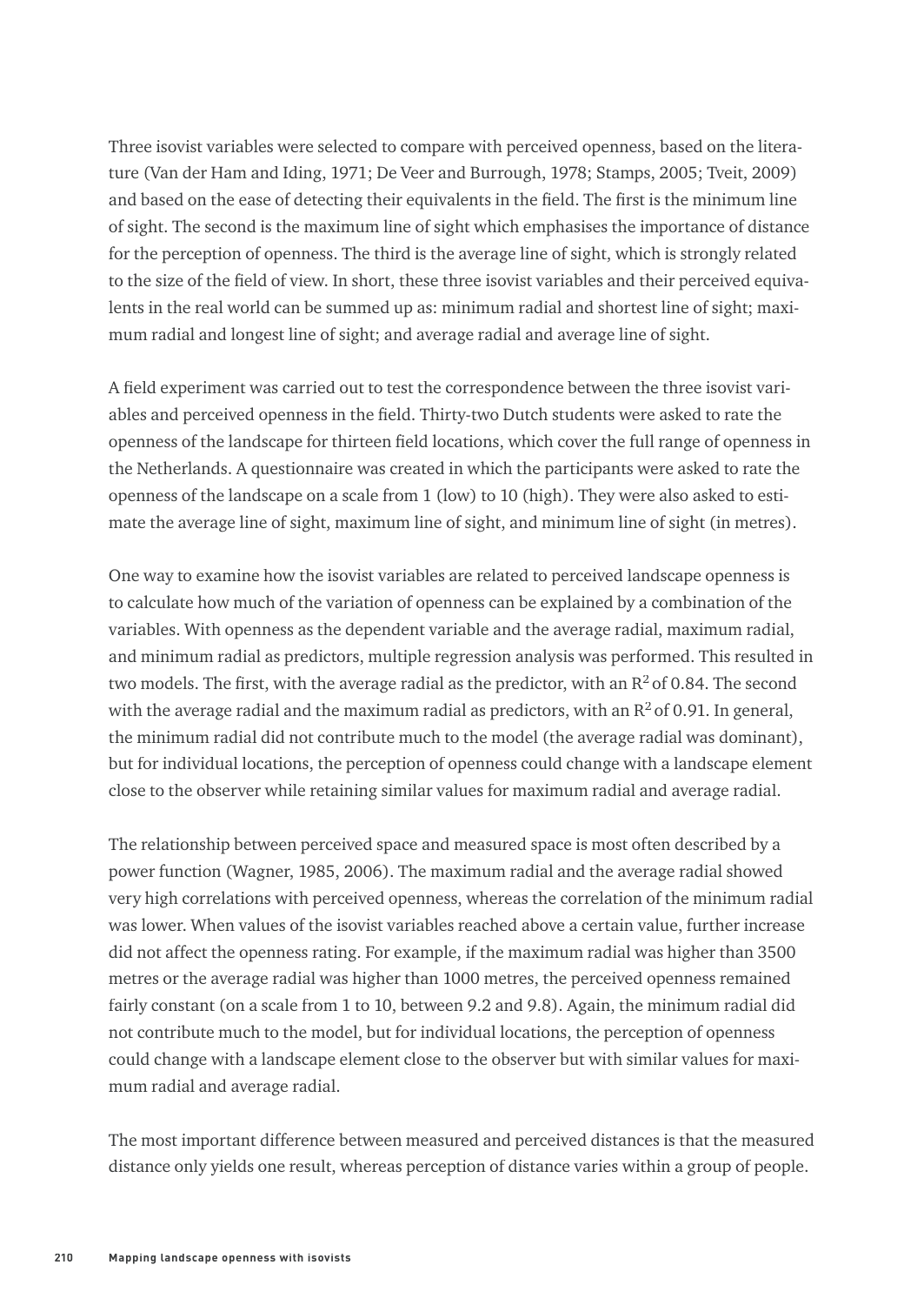Three isovist variables were selected to compare with perceived openness, based on the literature (Van der Ham and Iding, 1971; De Veer and Burrough, 1978; Stamps, 2005; Tveit, 2009) and based on the ease of detecting their equivalents in the field. The first is the minimum line of sight. The second is the maximum line of sight which emphasises the importance of distance for the perception of openness. The third is the average line of sight, which is strongly related to the size of the field of view. In short, these three isovist variables and their perceived equivalents in the real world can be summed up as: minimum radial and shortest line of sight; maximum radial and longest line of sight; and average radial and average line of sight.

A field experiment was carried out to test the correspondence between the three isovist variables and perceived openness in the field. Thirty-two Dutch students were asked to rate the openness of the landscape for thirteen field locations, which cover the full range of openness in the Netherlands. A questionnaire was created in which the participants were asked to rate the openness of the landscape on a scale from 1 (low) to 10 (high). They were also asked to estimate the average line of sight, maximum line of sight, and minimum line of sight (in metres).

One way to examine how the isovist variables are related to perceived landscape openness is to calculate how much of the variation of openness can be explained by a combination of the variables. With openness as the dependent variable and the average radial, maximum radial, and minimum radial as predictors, multiple regression analysis was performed. This resulted in two models. The first, with the average radial as the predictor, with an $R^2$ of 0.84. The second with the average radial and the maximum radial as predictors, with an $R^2$ of 0.91. In general, the minimum radial did not contribute much to the model (the average radial was dominant), but for individual locations, the perception of openness could change with a landscape element close to the observer while retaining similar values for maximum radial and average radial.

The relationship between perceived space and measured space is most often described by a power function (Wagner, 1985, 2006). The maximum radial and the average radial showed very high correlations with perceived openness, whereas the correlation of the minimum radial was lower. When values of the isovist variables reached above a certain value, further increase did not affect the openness rating. For example, if the maximum radial was higher than 3500 metres or the average radial was higher than 1000 metres, the perceived openness remained fairly constant (on a scale from 1 to 10, between 9.2 and 9.8). Again, the minimum radial did not contribute much to the model, but for individual locations, the perception of openness could change with a landscape element close to the observer but with similar values for maximum radial and average radial.

The most important difference between measured and perceived distances is that the measured distance only yields one result, whereas perception of distance varies within a group of people.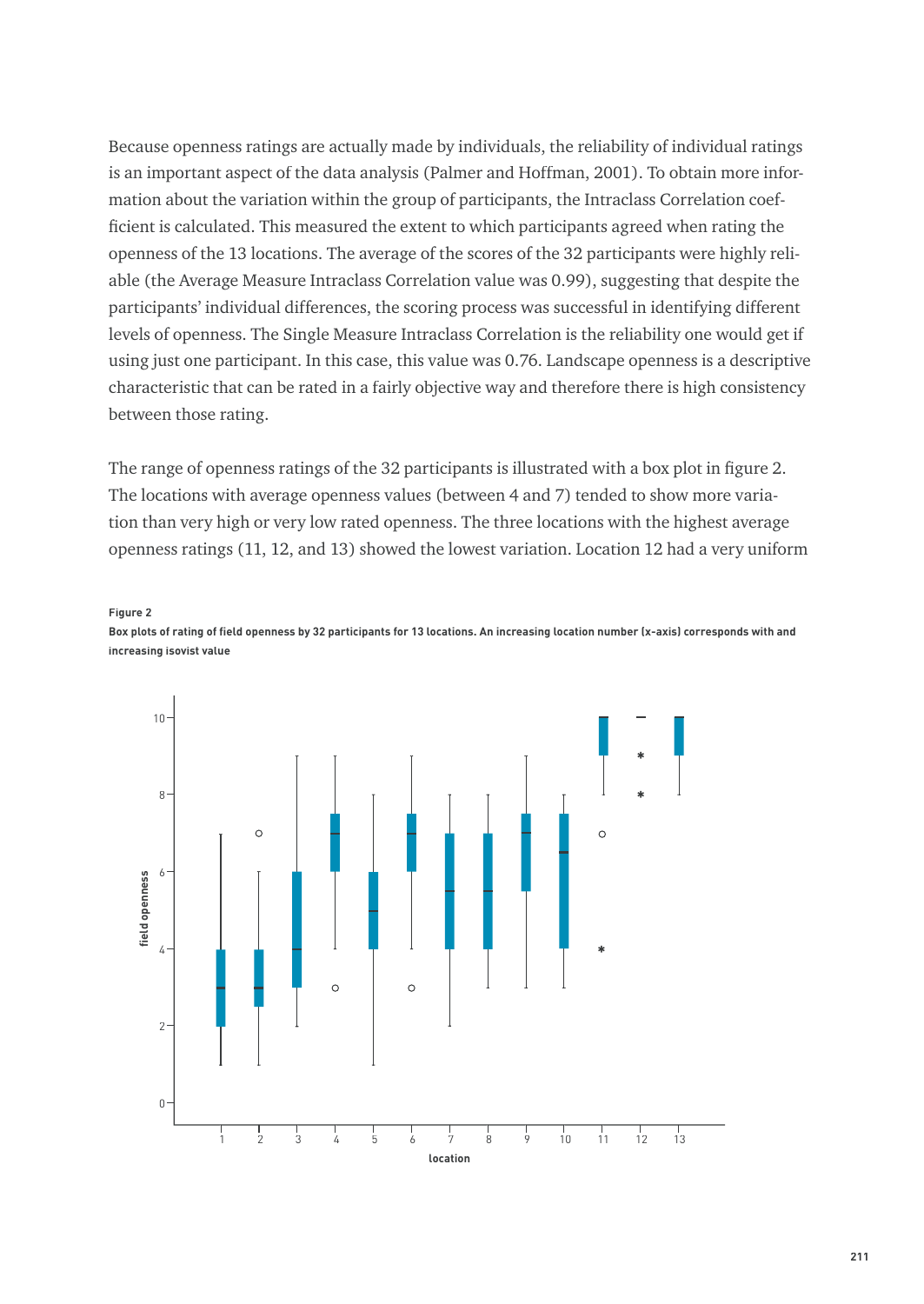Because openness ratings are actually made by individuals, the reliability of individual ratings is an important aspect of the data analysis (Palmer and Hoffman, 2001). To obtain more information about the variation within the group of participants, the Intraclass Correlation coefficient is calculated. This measured the extent to which participants agreed when rating the openness of the 13 locations. The average of the scores of the 32 participants were highly reliable (the Average Measure Intraclass Correlation value was 0.99), suggesting that despite the participants' individual differences, the scoring process was successful in identifying different levels of openness. The Single Measure Intraclass Correlation is the reliability one would get if using just one participant. In this case, this value was 0.76. Landscape openness is a descriptive characteristic that can be rated in a fairly objective way and therefore there is high consistency between those rating.

The range of openness ratings of the 32 participants is illustrated with a box plot in figure 2. The locations with average openness values (between 4 and 7) tended to show more variation than very high or very low rated openness. The three locations with the highest average openness ratings (11, 12, and 13) showed the lowest variation. Location 12 had a very uniform

**Figure 2**

**Box plots of rating of field openness by 32 participants for 13 locations. An increasing location number (x-axis) corresponds with and increasing isovist value**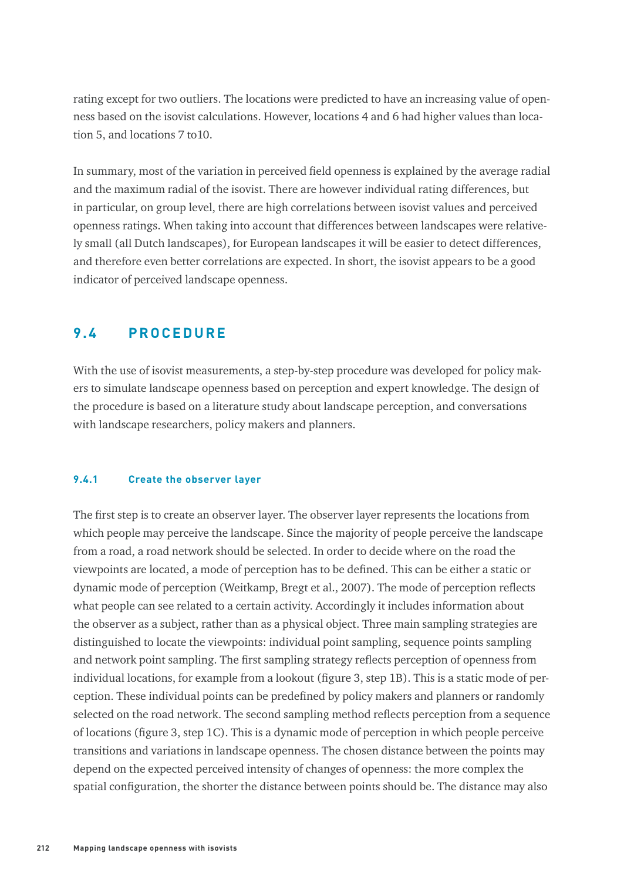rating except for two outliers. The locations were predicted to have an increasing value of openness based on the isovist calculations. However, locations 4 and 6 had higher values than location 5, and locations 7 to10.

In summary, most of the variation in perceived field openness is explained by the average radial and the maximum radial of the isovist. There are however individual rating differences, but in particular, on group level, there are high correlations between isovist values and perceived openness ratings. When taking into account that differences between landscapes were relatively small (all Dutch landscapes), for European landscapes it will be easier to detect differences, and therefore even better correlations are expected. In short, the isovist appears to be a good indicator of perceived landscape openness.

## 9.4 PROCEDURE

With the use of isovist measurements, a step-by-step procedure was developed for policy makers to simulate landscape openness based on perception and expert knowledge. The design of the procedure is based on a literature study about landscape perception, and conversations with landscape researchers, policy makers and planners.

### 9.4.1 Create the observer layer

The first step is to create an observer layer. The observer layer represents the locations from which people may perceive the landscape. Since the majority of people perceive the landscape from a road, a road network should be selected. In order to decide where on the road the viewpoints are located, a mode of perception has to be defined. This can be either a static or dynamic mode of perception (Weitkamp, Bregt et al., 2007). The mode of perception reflects what people can see related to a certain activity. Accordingly it includes information about the observer as a subject, rather than as a physical object. Three main sampling strategies are distinguished to locate the viewpoints: individual point sampling, sequence points sampling and network point sampling. The first sampling strategy reflects perception of openness from individual locations, for example from a lookout (figure 3, step 1B). This is a static mode of perception. These individual points can be predefined by policy makers and planners or randomly selected on the road network. The second sampling method reflects perception from a sequence of locations (figure 3, step 1C). This is a dynamic mode of perception in which people perceive transitions and variations in landscape openness. The chosen distance between the points may depend on the expected perceived intensity of changes of openness: the more complex the spatial configuration, the shorter the distance between points should be. The distance may also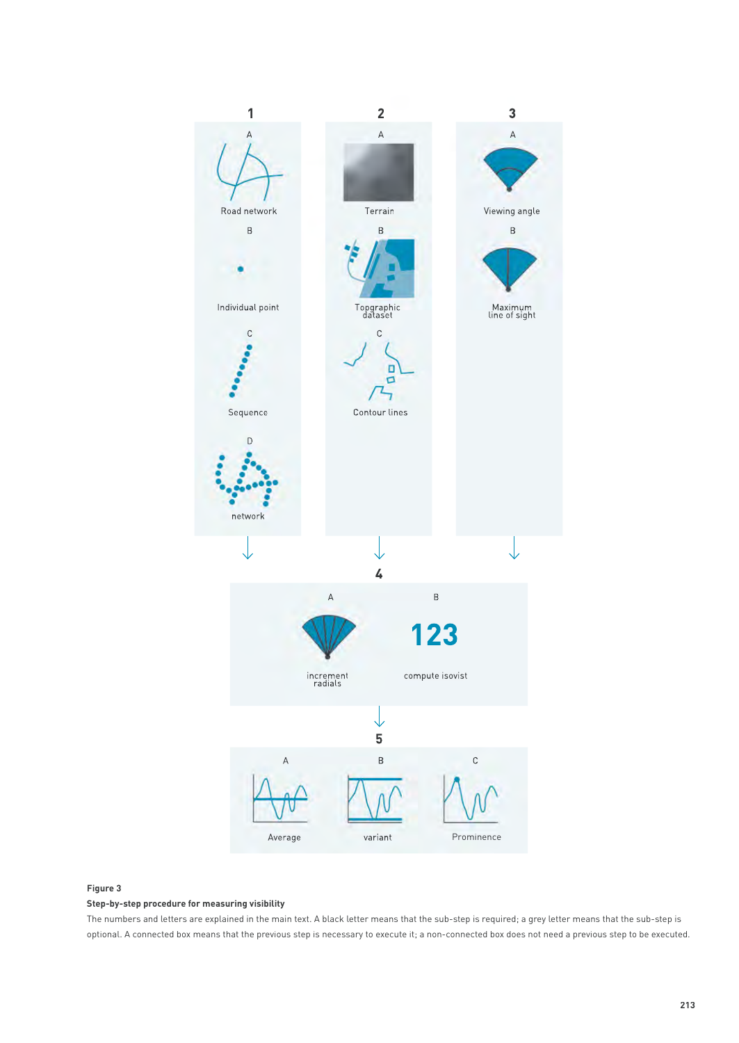**Figure 3**

**Step-by-step procedure for measuring visibility**

The numbers and letters are explained in the main text. A black letter means that the sub-step is required; a grey letter means that the sub-step is optional. A connected box means that the previous step is necessary to execute it; a non-connected box does not need a previous step to be executed.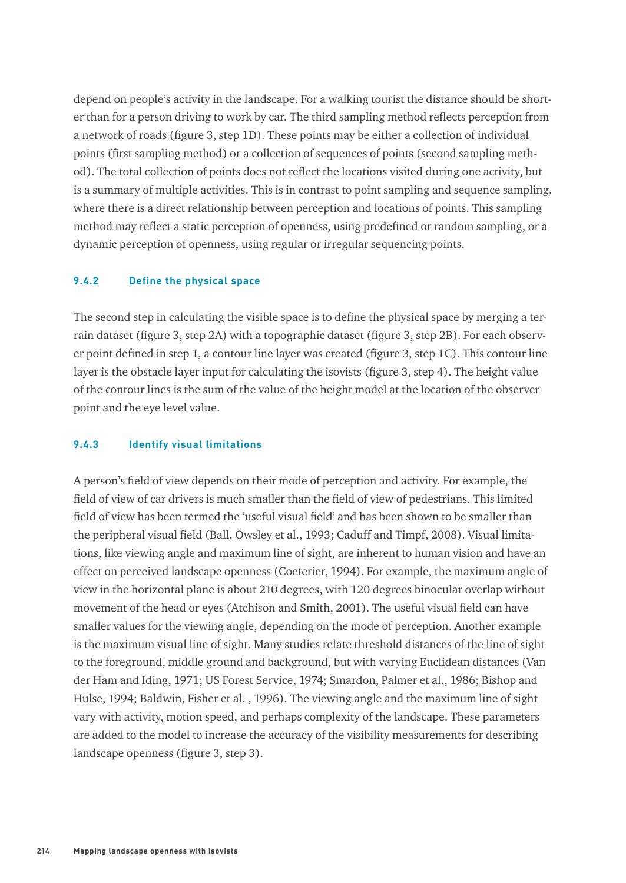depend on people's activity in the landscape. For a walking tourist the distance should be shorter than for a person driving to work by car. The third sampling method reflects perception from a network of roads (figure 3, step 1D). These points may be either a collection of individual points (first sampling method) or a collection of sequences of points (second sampling method). The total collection of points does not reflect the locations visited during one activity, but is a summary of multiple activities. This is in contrast to point sampling and sequence sampling, where there is a direct relationship between perception and locations of points. This sampling method may reflect a static perception of openness, using predefined or random sampling, or a dynamic perception of openness, using regular or irregular sequencing points.

### 9.4.2 Define the physical space

The second step in calculating the visible space is to define the physical space by merging a terrain dataset (figure 3, step 2A) with a topographic dataset (figure 3, step 2B). For each observer point defined in step 1, a contour line layer was created (figure 3, step 1C). This contour line layer is the obstacle layer input for calculating the isovists (figure 3, step 4). The height value of the contour lines is the sum of the value of the height model at the location of the observer point and the eye level value.

### 9.4.3 Identify visual limitations

A person's field of view depends on their mode of perception and activity. For example, the field of view of car drivers is much smaller than the field of view of pedestrians. This limited field of view has been termed the 'useful visual field' and has been shown to be smaller than the peripheral visual field (Ball, Owsley et al., 1993; Caduff and Timpf, 2008). Visual limitations, like viewing angle and maximum line of sight, are inherent to human vision and have an effect on perceived landscape openness (Coeterier, 1994). For example, the maximum angle of view in the horizontal plane is about 210 degrees, with 120 degrees binocular overlap without movement of the head or eyes (Atchison and Smith, 2001). The useful visual field can have smaller values for the viewing angle, depending on the mode of perception. Another example is the maximum visual line of sight. Many studies relate threshold distances of the line of sight to the foreground, middle ground and background, but with varying Euclidean distances (Van der Ham and Iding, 1971; US Forest Service, 1974; Smardon, Palmer et al., 1986; Bishop and Hulse, 1994; Baldwin, Fisher et al. , 1996). The viewing angle and the maximum line of sight vary with activity, motion speed, and perhaps complexity of the landscape. These parameters are added to the model to increase the accuracy of the visibility measurements for describing landscape openness (figure 3, step 3).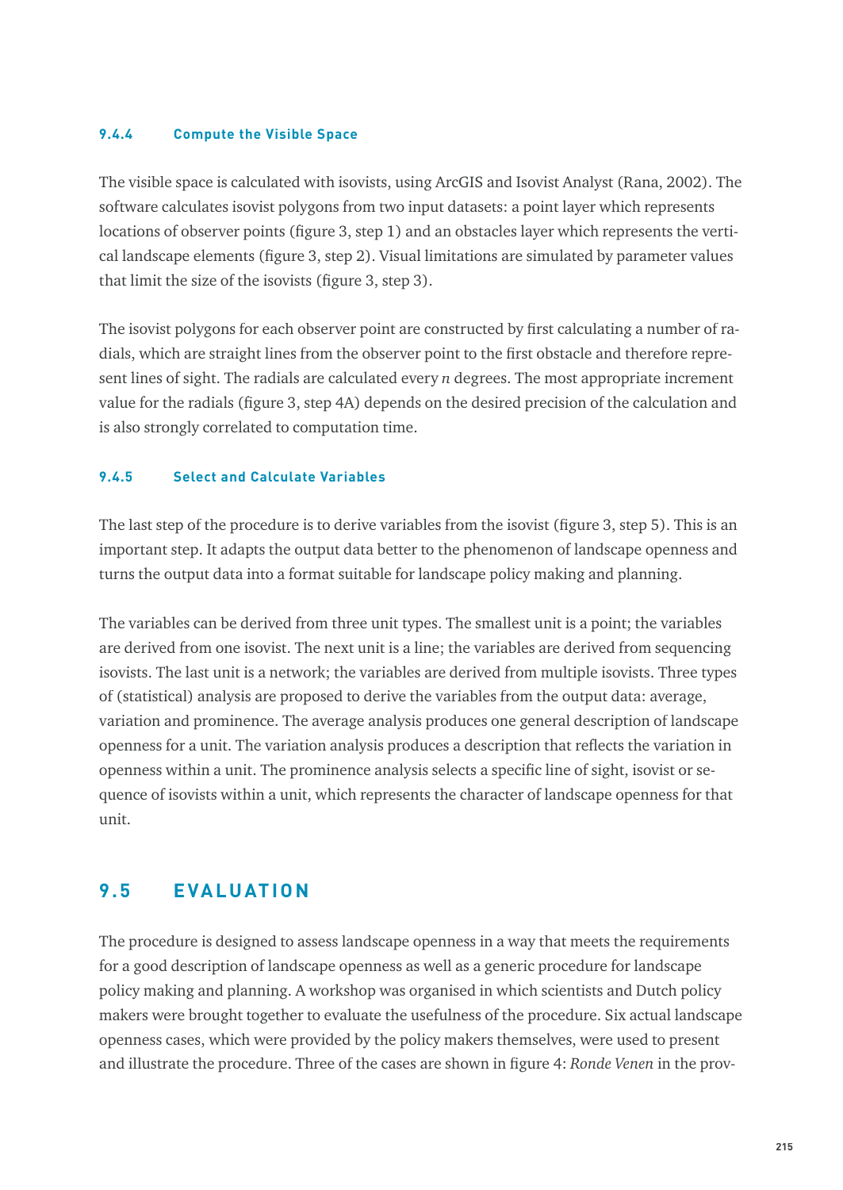### 9.4.4 Compute the Visible Space

The visible space is calculated with isovists, using ArcGIS and Isovist Analyst (Rana, 2002). The software calculates isovist polygons from two input datasets: a point layer which represents locations of observer points (figure 3, step 1) and an obstacles layer which represents the vertical landscape elements (figure 3, step 2). Visual limitations are simulated by parameter values that limit the size of the isovists (figure 3, step 3).

The isovist polygons for each observer point are constructed by first calculating a number of radials, which are straight lines from the observer point to the first obstacle and therefore represent lines of sight. The radials are calculated every *n* degrees. The most appropriate increment value for the radials (figure 3, step 4A) depends on the desired precision of the calculation and is also strongly correlated to computation time.

### 9.4.5 Select and Calculate Variables

The last step of the procedure is to derive variables from the isovist (figure 3, step 5). This is an important step. It adapts the output data better to the phenomenon of landscape openness and turns the output data into a format suitable for landscape policy making and planning.

The variables can be derived from three unit types. The smallest unit is a point; the variables are derived from one isovist. The next unit is a line; the variables are derived from sequencing isovists. The last unit is a network; the variables are derived from multiple isovists. Three types of (statistical) analysis are proposed to derive the variables from the output data: average, variation and prominence. The average analysis produces one general description of landscape openness for a unit. The variation analysis produces a description that reflects the variation in openness within a unit. The prominence analysis selects a specific line of sight, isovist or sequence of isovists within a unit, which represents the character of landscape openness for that unit.

## 9.5 EVALUATION

The procedure is designed to assess landscape openness in a way that meets the requirements for a good description of landscape openness as well as a generic procedure for landscape policy making and planning. A workshop was organised in which scientists and Dutch policy makers were brought together to evaluate the usefulness of the procedure. Six actual landscape openness cases, which were provided by the policy makers themselves, were used to present and illustrate the procedure. Three of the cases are shown in figure 4: *Ronde Venen* in the prov-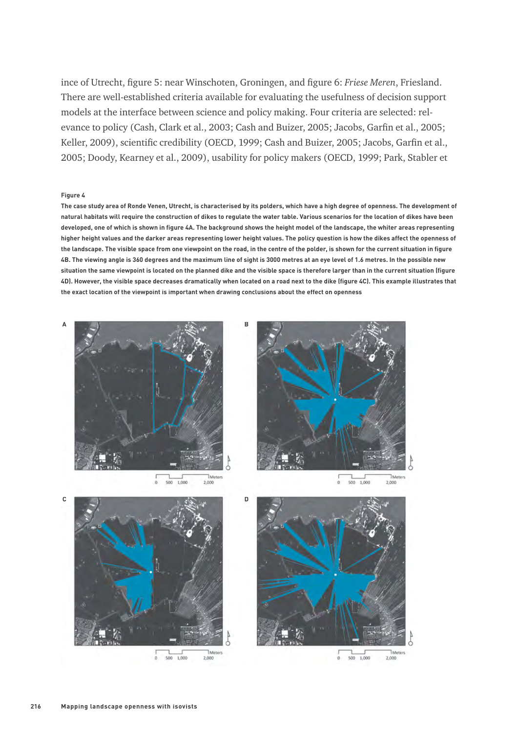ince of Utrecht, figure 5: near Winschoten, Groningen, and figure 6: *Friese Meren*, Friesland. There are well-established criteria available for evaluating the usefulness of decision support models at the interface between science and policy making. Four criteria are selected: relevance to policy (Cash, Clark et al., 2003; Cash and Buizer, 2005; Jacobs, Garfin et al., 2005; Keller, 2009), scientific credibility (OECD, 1999; Cash and Buizer, 2005; Jacobs, Garfin et al., 2005; Doody, Kearney et al., 2009), usability for policy makers (OECD, 1999; Park, Stabler et

**Figure 4**

**The case study area of Ronde Venen, Utrecht, is characterised by its polders, which have a high degree of openness. The development of natural habitats will require the construction of dikes to regulate the water table. Various scenarios for the location of dikes have been developed, one of which is shown in figure 4A. The background shows the height model of the landscape, the whiter areas representing higher height values and the darker areas representing lower height values. The policy question is how the dikes affect the openness of the landscape. The visible space from one viewpoint on the road, in the centre of the polder, is shown for the current situation in figure 4B. The viewing angle is 360 degrees and the maximum line of sight is 3000 metres at an eye level of 1.6 metres. In the possible new situation the same viewpoint is located on the planned dike and the visible space is therefore larger than in the current situation (figure 4D). However, the visible space decreases dramatically when located on a road next to the dike (figure 4C). This example illustrates that the exact location of the viewpoint is important when drawing conclusions about the effect on openness**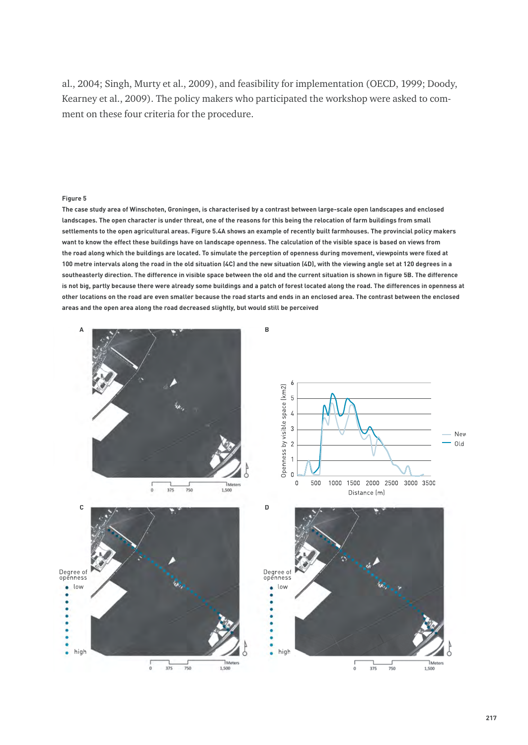al., 2004; Singh, Murty et al., 2009), and feasibility for implementation (OECD, 1999; Doody, Kearney et al., 2009). The policy makers who participated the workshop were asked to comment on these four criteria for the procedure.

**Figure 5**

**The case study area of Winschoten, Groningen, is characterised by a contrast between large-scale open landscapes and enclosed landscapes. The open character is under threat, one of the reasons for this being the relocation of farm buildings from small settlements to the open agricultural areas. Figure 5.4A shows an example of recently built farmhouses. The provincial policy makers want to know the effect these buildings have on landscape openness. The calculation of the visible space is based on views from the road along which the buildings are located. To simulate the perception of openness during movement, viewpoints were fixed at 100 metre intervals along the road in the old situation (4C) and the new situation (4D), with the viewing angle set at 120 degrees in a southeasterly direction. The difference in visible space between the old and the current situation is shown in figure 5B. The difference is not big, partly because there were already some buildings and a patch of forest located along the road. The differences in openness at other locations on the road are even smaller because the road starts and ends in an enclosed area. The contrast between the enclosed areas and the open area along the road decreased slightly, but would still be perceived**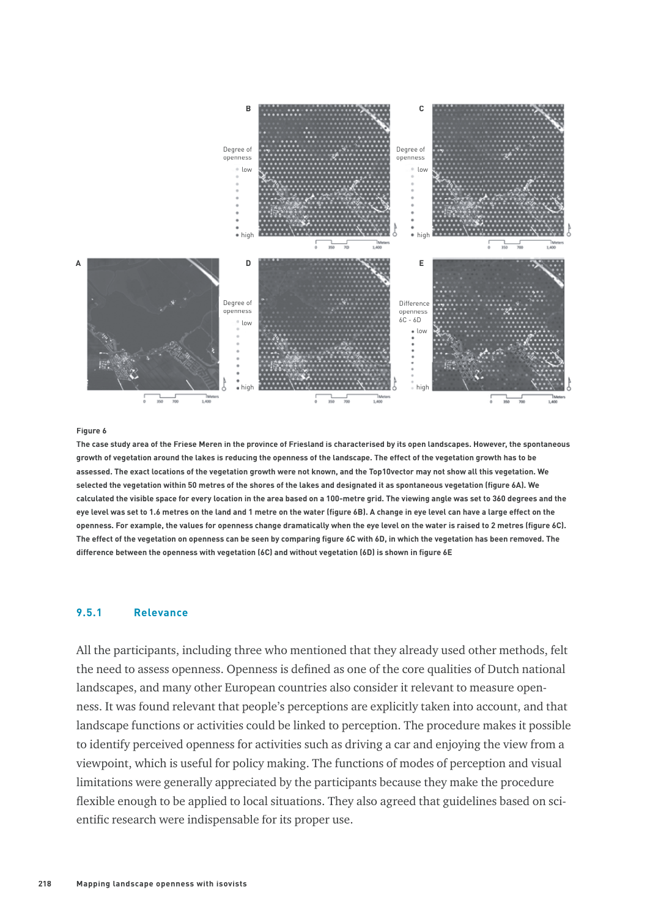**Figure 6**

**The case study area of the Friese Meren in the province of Friesland is characterised by its open landscapes. However, the spontaneous growth of vegetation around the lakes is reducing the openness of the landscape. The effect of the vegetation growth has to be assessed. The exact locations of the vegetation growth were not known, and the Top10vector may not show all this vegetation. We selected the vegetation within 50 metres of the shores of the lakes and designated it as spontaneous vegetation (figure 6A). We calculated the visible space for every location in the area based on a 100-metre grid. The viewing angle was set to 360 degrees and the eye level was set to 1.6 metres on the land and 1 metre on the water (figure 6B). A change in eye level can have a large effect on the openness. For example, the values for openness change dramatically when the eye level on the water is raised to 2 metres (figure 6C). The effect of the vegetation on openness can be seen by comparing figure 6C with 6D, in which the vegetation has been removed. The difference between the openness with vegetation (6C) and without vegetation (6D) is shown in figure 6E**

### 9.5.1 Relevance

All the participants, including three who mentioned that they already used other methods, felt the need to assess openness. Openness is defined as one of the core qualities of Dutch national landscapes, and many other European countries also consider it relevant to measure openness. It was found relevant that people's perceptions are explicitly taken into account, and that landscape functions or activities could be linked to perception. The procedure makes it possible to identify perceived openness for activities such as driving a car and enjoying the view from a viewpoint, which is useful for policy making. The functions of modes of perception and visual limitations were generally appreciated by the participants because they make the procedure flexible enough to be applied to local situations. They also agreed that guidelines based on scientific research were indispensable for its proper use.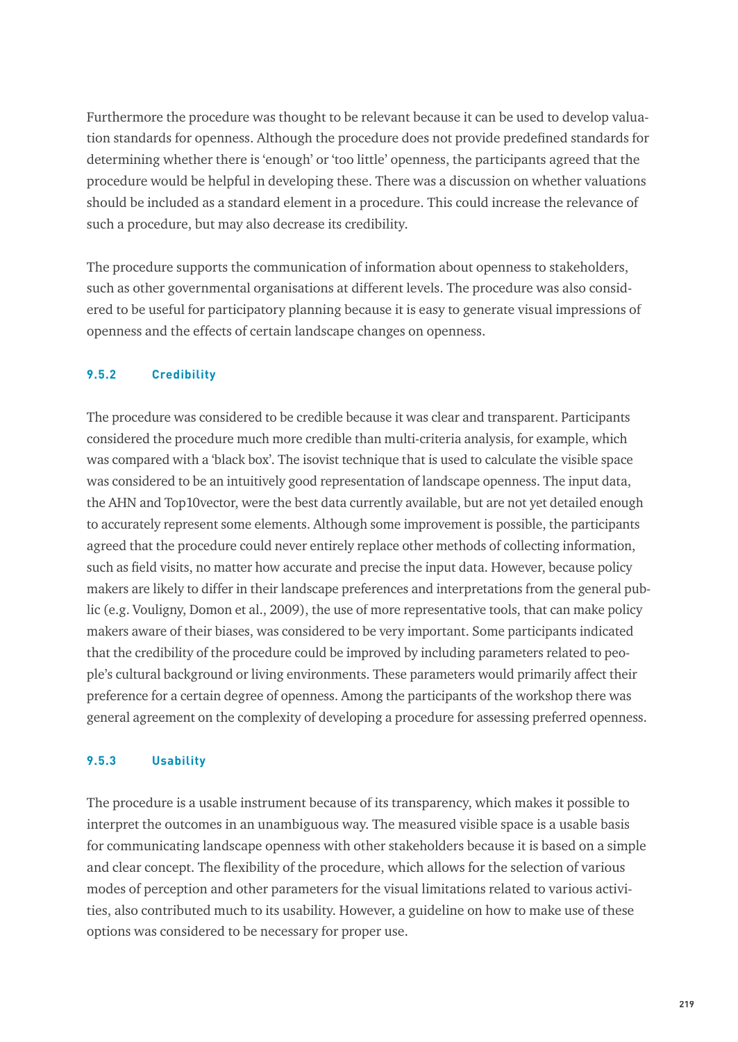Furthermore the procedure was thought to be relevant because it can be used to develop valuation standards for openness. Although the procedure does not provide predefined standards for determining whether there is 'enough' or 'too little' openness, the participants agreed that the procedure would be helpful in developing these. There was a discussion on whether valuations should be included as a standard element in a procedure. This could increase the relevance of such a procedure, but may also decrease its credibility.

The procedure supports the communication of information about openness to stakeholders, such as other governmental organisations at different levels. The procedure was also considered to be useful for participatory planning because it is easy to generate visual impressions of openness and the effects of certain landscape changes on openness.

### 9.5.2 Credibility

The procedure was considered to be credible because it was clear and transparent. Participants considered the procedure much more credible than multi-criteria analysis, for example, which was compared with a 'black box'. The isovist technique that is used to calculate the visible space was considered to be an intuitively good representation of landscape openness. The input data, the AHN and Top10vector, were the best data currently available, but are not yet detailed enough to accurately represent some elements. Although some improvement is possible, the participants agreed that the procedure could never entirely replace other methods of collecting information, such as field visits, no matter how accurate and precise the input data. However, because policy makers are likely to differ in their landscape preferences and interpretations from the general public (e.g. Vouligny, Domon et al., 2009), the use of more representative tools, that can make policy makers aware of their biases, was considered to be very important. Some participants indicated that the credibility of the procedure could be improved by including parameters related to people's cultural background or living environments. These parameters would primarily affect their preference for a certain degree of openness. Among the participants of the workshop there was general agreement on the complexity of developing a procedure for assessing preferred openness.

### 9.5.3 Usability

The procedure is a usable instrument because of its transparency, which makes it possible to interpret the outcomes in an unambiguous way. The measured visible space is a usable basis for communicating landscape openness with other stakeholders because it is based on a simple and clear concept. The flexibility of the procedure, which allows for the selection of various modes of perception and other parameters for the visual limitations related to various activities, also contributed much to its usability. However, a guideline on how to make use of these options was considered to be necessary for proper use.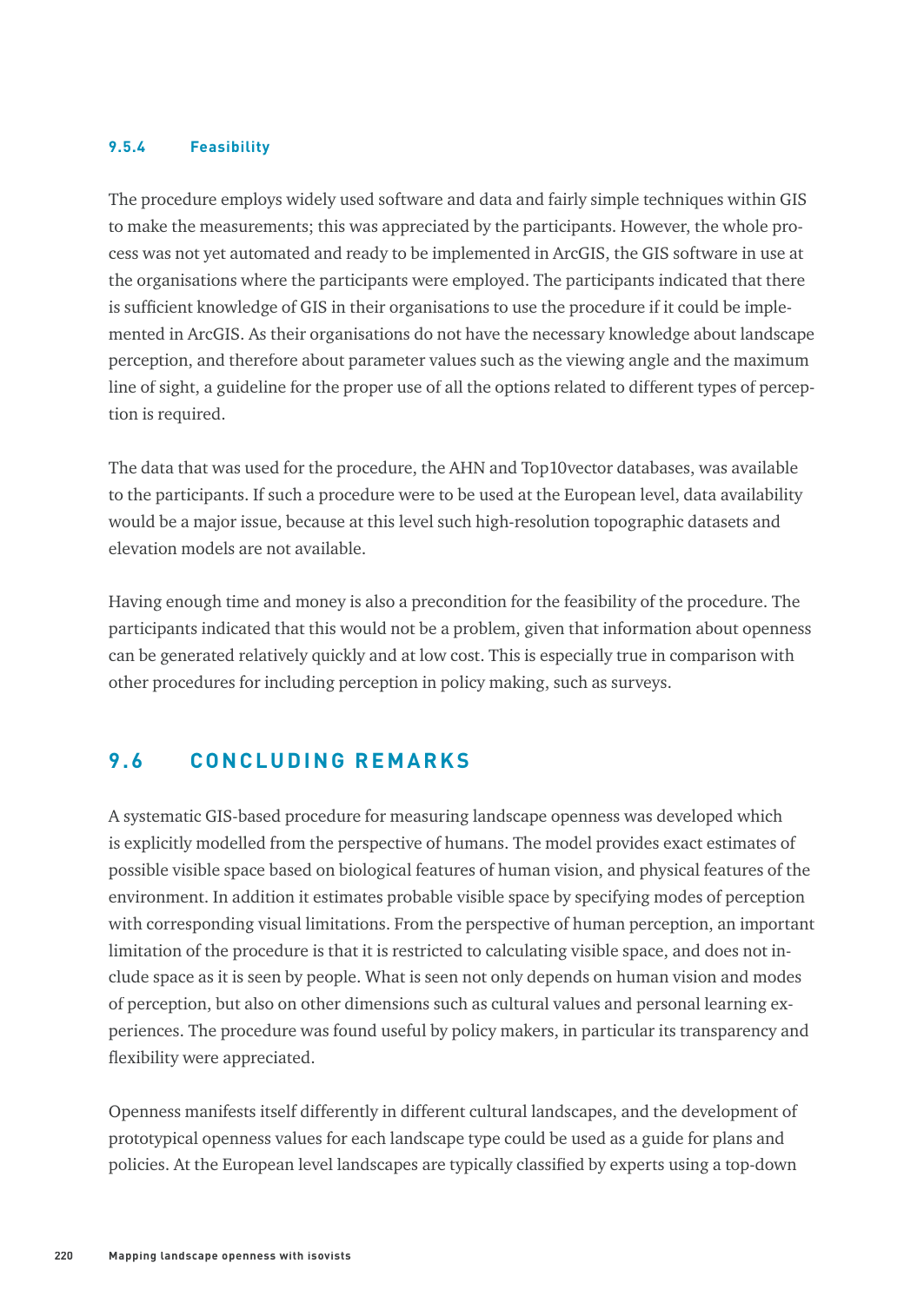### 9.5.4 Feasibility

The procedure employs widely used software and data and fairly simple techniques within GIS to make the measurements; this was appreciated by the participants. However, the whole process was not yet automated and ready to be implemented in ArcGIS, the GIS software in use at the organisations where the participants were employed. The participants indicated that there is sufficient knowledge of GIS in their organisations to use the procedure if it could be implemented in ArcGIS. As their organisations do not have the necessary knowledge about landscape perception, and therefore about parameter values such as the viewing angle and the maximum line of sight, a guideline for the proper use of all the options related to different types of perception is required.

The data that was used for the procedure, the AHN and Top10vector databases, was available to the participants. If such a procedure were to be used at the European level, data availability would be a major issue, because at this level such high-resolution topographic datasets and elevation models are not available.

Having enough time and money is also a precondition for the feasibility of the procedure. The participants indicated that this would not be a problem, given that information about openness can be generated relatively quickly and at low cost. This is especially true in comparison with other procedures for including perception in policy making, such as surveys.

## 9.6 CONCLUDING REMARKS

A systematic GIS-based procedure for measuring landscape openness was developed which is explicitly modelled from the perspective of humans. The model provides exact estimates of possible visible space based on biological features of human vision, and physical features of the environment. In addition it estimates probable visible space by specifying modes of perception with corresponding visual limitations. From the perspective of human perception, an important limitation of the procedure is that it is restricted to calculating visible space, and does not include space as it is seen by people. What is seen not only depends on human vision and modes of perception, but also on other dimensions such as cultural values and personal learning experiences. The procedure was found useful by policy makers, in particular its transparency and flexibility were appreciated.

Openness manifests itself differently in different cultural landscapes, and the development of prototypical openness values for each landscape type could be used as a guide for plans and policies. At the European level landscapes are typically classified by experts using a top-down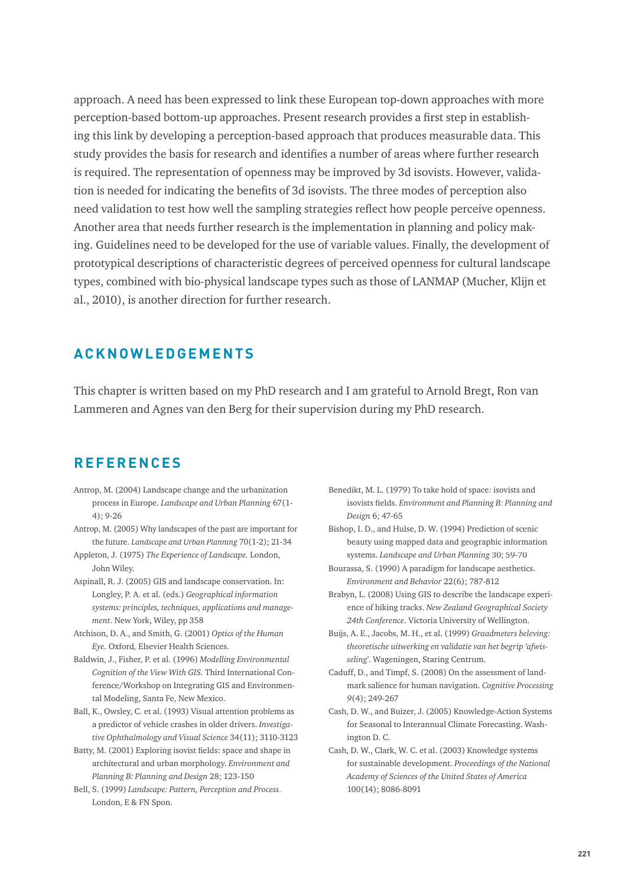approach. A need has been expressed to link these European top-down approaches with more perception-based bottom-up approaches. Present research provides a first step in establishing this link by developing a perception-based approach that produces measurable data. This study provides the basis for research and identifies a number of areas where further research is required. The representation of openness may be improved by 3d isovists. However, validation is needed for indicating the benefits of 3d isovists. The three modes of perception also need validation to test how well the sampling strategies reflect how people perceive openness. Another area that needs further research is the implementation in planning and policy making. Guidelines need to be developed for the use of variable values. Finally, the development of prototypical descriptions of characteristic degrees of perceived openness for cultural landscape types, combined with bio-physical landscape types such as those of LANMAP (Mucher, Klijn et al., 2010), is another direction for further research.

## ACKNOWLEDGEMENTS

This chapter is written based on my PhD research and I am grateful to Arnold Bregt, Ron van Lammeren and Agnes van den Berg for their supervision during my PhD research.

## REFERENCES

Antrop, M. (2004) Landscape change and the urbanization process in Europe. *Landscape and Urban Planning* 67(1-4); 9-26

Antrop, M. (2005) Why landscapes of the past are important for the future. *Landscape and Urban Planning* 70(1-2); 21-34

Appleton, J. (1975) *The Experience of Landscape.* London, John Wiley.

Aspinall, R. J. (2005) GIS and landscape conservation. In: Longley, P. A. et al. (eds.) *Geographical information systems: principles, techniques, applications and management*. New York, Wiley, pp 358

Atchison, D. A., and Smith, G. (2001) *Optics of the Human Eye.* Oxford, Elsevier Health Sciences.

Baldwin, J., Fisher, P. et al. (1996) *Modelling Environmental Cognition of the View With GIS.* Third International Conference/Workshop on Integrating GIS and Environmental Modeling, Santa Fe, New Mexico.

Ball, K., Owsley, C. et al. (1993) Visual attention problems as a predictor of vehicle crashes in older drivers. *Investigative Ophthalmology and Visual Science* 34(11); 3110-3123

Batty, M. (2001) Exploring isovist fields: space and shape in architectural and urban morphology. *Environment and Planning B: Planning and Design* 28; 123-150

Bell, S. (1999) *Landscape: Pattern, Perception and Process*. London, E & FN Spon.

Benedikt, M. L. (1979) To take hold of space: isovists and isovists fields. *Environment and Planning B: Planning and Design* 6; 47-65

Bishop, I. D., and Hulse, D. W. (1994) Prediction of scenic beauty using mapped data and geographic information systems. *Landscape and Urban Planning* 30; 59-70

Bourassa, S. (1990) A paradigm for landscape aesthetics. *Environment and Behavior* 22(6); 787-812

Brabyn, L. (2008) Using GIS to describe the landscape experience of hiking tracks. *New Zealand Geographical Society 24th Conference*. Victoria University of Wellington.

Buijs, A. E., Jacobs, M. H., et al. (1999) *Graadmeters beleving: theoretische uitwerking en validatie van het begrip 'afwisseling'*. Wageningen, Staring Centrum.

Caduff, D., and Timpf, S. (2008) On the assessment of landmark salience for human navigation. *Cognitive Processing* 9(4); 249-267

Cash, D. W., and Buizer, J. (2005) Knowledge-Action Systems for Seasonal to Interannual Climate Forecasting. Washington D. C.

Cash, D. W., Clark, W. C. et al. (2003) Knowledge systems for sustainable development. *Proceedings of the National Academy of Sciences of the United States of America* 100(14); 8086-8091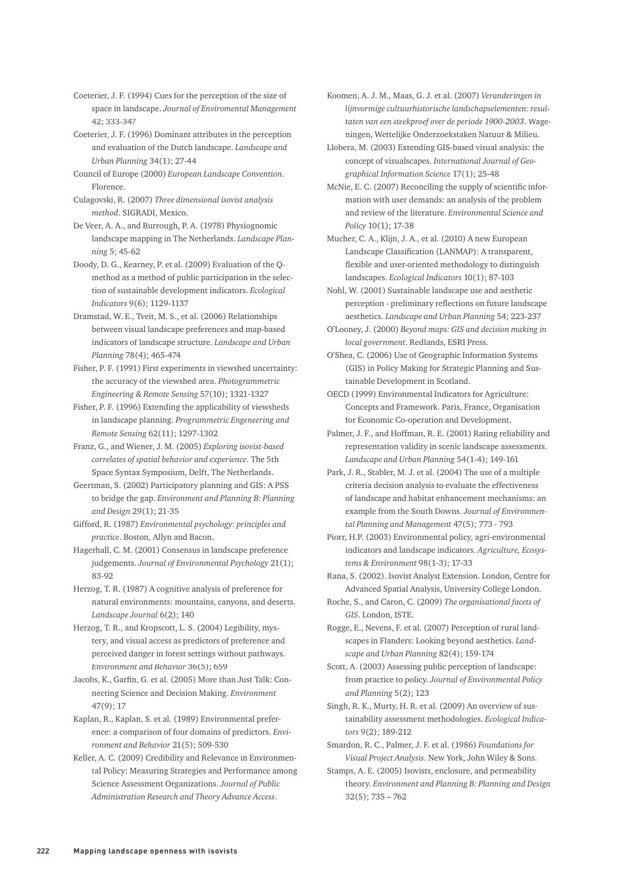Coeterier, J. F. (1994) Cues for the perception of the size of space in landscape. *Journal of Enviromental Management* 42; 333-347

Coeterier, J. F. (1996) Dominant attributes in the perception and evaluation of the Dutch landscape. *Landscape and Urban Planning* 34(1); 27-44

Council of Europe (2000) *European Landscape Convention*. Florence.

Culagovski, R. (2007) *Three dimensional isovist analysis method*. SIGRADI, Mexico.

De Veer, A. A., and Burrough, P. A. (1978) Physiognomic landscape mapping in The Netherlands. *Landscape Planning* 5; 45-62

Doody, D. G., Kearney, P. et al. (2009) Evaluation of the Q-method as a method of public participation in the selection of sustainable development indicators. *Ecological Indicators* 9(6); 1129-1137

Dramstad, W. E., Tveit, M. S., et al. (2006) Relationships between visual landscape preferences and map-based indicators of landscape structure. *Landscape and Urban Planning* 78(4); 465-474

Fisher, P. F. (1991) First experiments in viewshed uncertainty: the accuracy of the viewshed area. *Photogrammetric Engineering & Remote Sensing* 57(10); 1321-1327

Fisher, P. F. (1996) Extending the applicability of viewsheds in landscape planning. *Programmetric Engeneering and Remote Sensing* 62(11); 1297-1302

Franz, G., and Wiener, J. M. (2005) *Exploring isovist-based correlates of spatial behavior and experience*. The 5th Space Syntax Symposium, Delft, The Netherlands.

Geertman, S. (2002) Participatory planning and GIS: A PSS to bridge the gap. *Environment and Planning B: Planning and Design* 29(1); 21-35

Gifford, R. (1987) *Environmental psychology: principles and practice*. Boston, Allyn and Bacon.

Hagerhall, C. M. (2001) Consensus in landscape preference judgements. *Journal of Environmental Psychology* 21(1); 83-92

Herzog, T. R. (1987) A cognitive analysis of preference for natural environments: mountains, canyons, and deserts. *Landscape Journal* 6(2); 140

Herzog, T. R., and Kropscott, L. S. (2004) Legibility, mystery, and visual access as predictors of preference and perceived danger in forest settings without pathways. *Environment and Behavior* 36(5); 659

Jacobs, K., Garfin, G. et al. (2005) More than Just Talk: Connecting Science and Decision Making. *Environment* 47(9); 17

Kaplan, R., Kaplan, S. et al. (1989) Environmental preference: a comparison of four domains of predictors. *Environment and Behavior* 21(5); 509-530

Keller, A. C. (2009) Credibility and Relevance in Environmental Policy: Measuring Strategies and Performance among Science Assessment Organizations. *Journal of Public Administration Research and Theory Advance Access*.

Koomen, A. J. M., Maas, G. J. et al. (2007) *Veranderingen in lijnvormige cultuurhistorische landschapselementen: resultaten van een steekproef over de periode 1900-2003*. Wageningen, Wettelijke Onderzoekstaken Natuur & Milieu.

Llobera, M. (2003) Extending GIS-based visual analysis: the concept of visualscapes. *International Journal of Geographical Information Science* 17(1); 25-48

McNie, E. C. (2007) Reconciling the supply of scientific information with user demands: an analysis of the problem and review of the literature. *Environmental Science and Policy* 10(1); 17-38

Mucher, C. A., Klijn, J. A., et al. (2010) A new European Landscape Classification (LANMAP): A transparent, flexible and user-oriented methodology to distinguish landscapes. *Ecological Indicators* 10(1); 87-103

Nohl, W. (2001) Sustainable landscape use and aesthetic perception - preliminary reflections on future landscape aesthetics. *Landscape and Urban Planning* 54; 223-237

O'Looney, J. (2000) *Beyond maps: GIS and decision making in local government*. Redlands, ESRI Press.

O'Shea, C. (2006) Use of Geographic Information Systems (GIS) in Policy Making for Strategic Planning and Sustainable Development in Scotland.

OECD (1999) Environmental Indicators for Agriculture: Concepts and Framework. Paris, France, Organisation for Economic Co-operation and Development.

Palmer, J. F., and Hoffman, R. E. (2001) Rating reliability and representation validity in scenic landscape assessments. *Landscape and Urban Planning* 54(1-4); 149-161

Park, J. R., Stabler, M. J. et al. (2004) The use of a multiple criteria decision analysis to evaluate the effectiveness of landscape and habitat enhancement mechanisms: an example from the South Downs. *Journal of Environmental Planning and Management* 47(5); 773 - 793

Piorr, H.P. (2003) Environmental policy, agri-environmental indicators and landscape indicators. *Agriculture, Ecosystems & Environment* 98(1-3); 17-33

Rana, S. (2002). Isovist Analyst Extension. London, Centre for Advanced Spatial Analysis, University College London.

Roche, S., and Caron, C. (2009) *The organisational facets of GIS*. London, ISTE.

Rogge, E., Nevens, F. et al. (2007) Perception of rural landscapes in Flanders: Looking beyond aesthetics. *Landscape and Urban Planning* 82(4); 159-174

Scott, A. (2003) Assessing public perception of landscape: from practice to policy. *Journal of Environmental Policy and Planning* 5(2); 123

Singh, R. K., Murty, H. R. et al. (2009) An overview of sustainability assessment methodologies. *Ecological Indicators* 9(2); 189-212

Smardon, R. C., Palmer, J. F. et al. (1986) *Foundations for Visual Project Analysis*. New York, John Wiley & Sons.

Stamps, A. E. (2005) Isovists, enclosure, and permeability theory. *Environment and Planning B: Planning and Design* 32(5); 735 – 762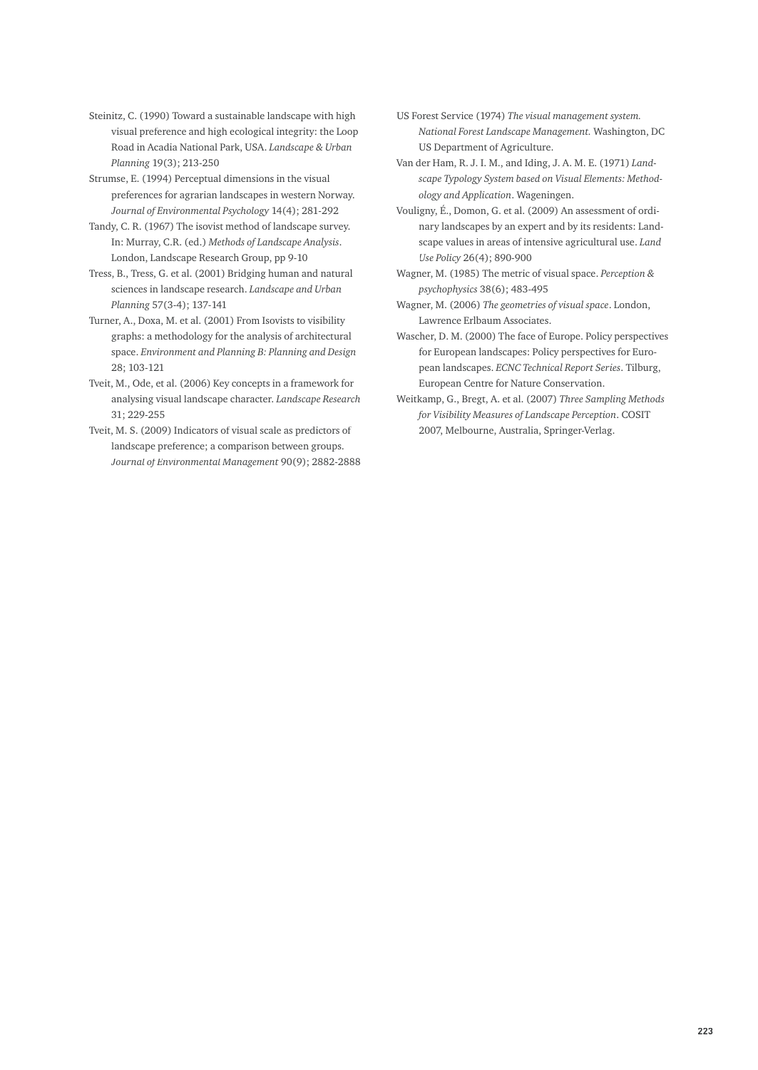Steinitz, C. (1990) Toward a sustainable landscape with high visual preference and high ecological integrity: the Loop Road in Acadia National Park, USA. *Landscape & Urban Planning* 19(3); 213-250

Strumse, E. (1994) Perceptual dimensions in the visual preferences for agrarian landscapes in western Norway. *Journal of Environmental Psychology* 14(4); 281-292

Tandy, C. R. (1967) The isovist method of landscape survey. In: Murray, C.R. (ed.) *Methods of Landscape Analysis*. London, Landscape Research Group, pp 9-10

Tress, B., Tress, G. et al. (2001) Bridging human and natural sciences in landscape research. *Landscape and Urban Planning* 57(3-4); 137-141

Turner, A., Doxa, M. et al. (2001) From Isovists to visibility graphs: a methodology for the analysis of architectural space. *Environment and Planning B: Planning and Design* 28; 103-121

Tveit, M., Ode, et al. (2006) Key concepts in a framework for analysing visual landscape character. *Landscape Research* 31; 229-255

Tveit, M. S. (2009) Indicators of visual scale as predictors of landscape preference; a comparison between groups. *Journal of Environmental Management* 90(9); 2882-2888

US Forest Service (1974) *The visual management system. National Forest Landscape Management.* Washington, DC US Department of Agriculture.

Van der Ham, R. J. I. M., and Iding, J. A. M. E. (1971) *Landscape Typology System based on Visual Elements: Methodology and Application*. Wageningen.

Vouligny, É., Domon, G. et al. (2009) An assessment of ordinary landscapes by an expert and by its residents: Landscape values in areas of intensive agricultural use. *Land Use Policy* 26(4); 890-900

Wagner, M. (1985) The metric of visual space. *Perception & psychophysics* 38(6); 483-495

Wagner, M. (2006) *The geometries of visual space*. London, Lawrence Erlbaum Associates.

Wascher, D. M. (2000) The face of Europe. Policy perspectives for European landscapes: Policy perspectives for European landscapes. *ECNC Technical Report Series*. Tilburg, European Centre for Nature Conservation.

Weitkamp, G., Bregt, A. et al. (2007) *Three Sampling Methods for Visibility Measures of Landscape Perception*. COSIT 2007, Melbourne, Australia, Springer-Verlag.